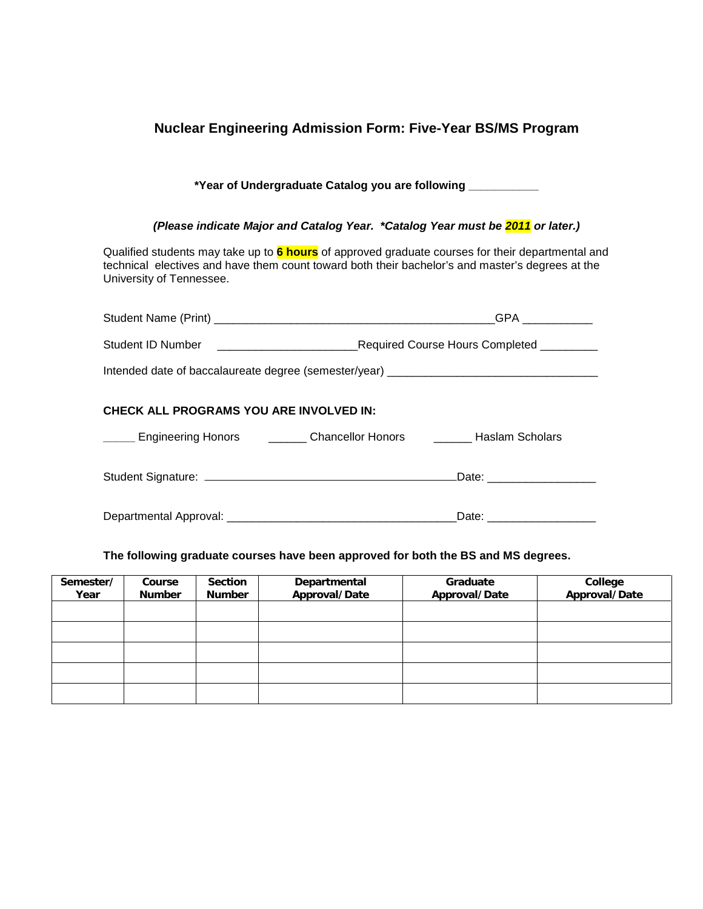# Nuclear Engineering Admission Form: Five-Year BS/MS Program

**\*Year of Undergraduate Catalog you are following ___________**

***(Please indicate Major and Catalog Year. \*Catalog Year must be 2011 or later.)***

Qualified students may take up to **6 hours** of approved graduate courses for their departmental and technical electives and have them count toward both their bachelor's and master's degrees at the University of Tennessee.

Student Name (Print) _____________________________________________GPA ___________

Student ID Number ______________________Required Course Hours Completed _________

Intended date of baccalaureate degree (semester/year) _________________________________

**CHECK ALL PROGRAMS YOU ARE INVOLVED IN:**

_____ Engineering Honors ______ Chancellor Honors ______ Haslam Scholars

Student Signature: _______________________________________Date: _________________

Departmental Approval: ____________________________________Date: _________________

**The following graduate courses have been approved for both the BS and MS degrees.**

| Semester/ Year | Course Number | Section Number | Departmental Approval/Date | Graduate Approval/Date | College Approval/Date |
|---|---|---|---|---|---|
| | | | | | |
| | | | | | |
| | | | | | |
| | | | | | |
| | | | | | |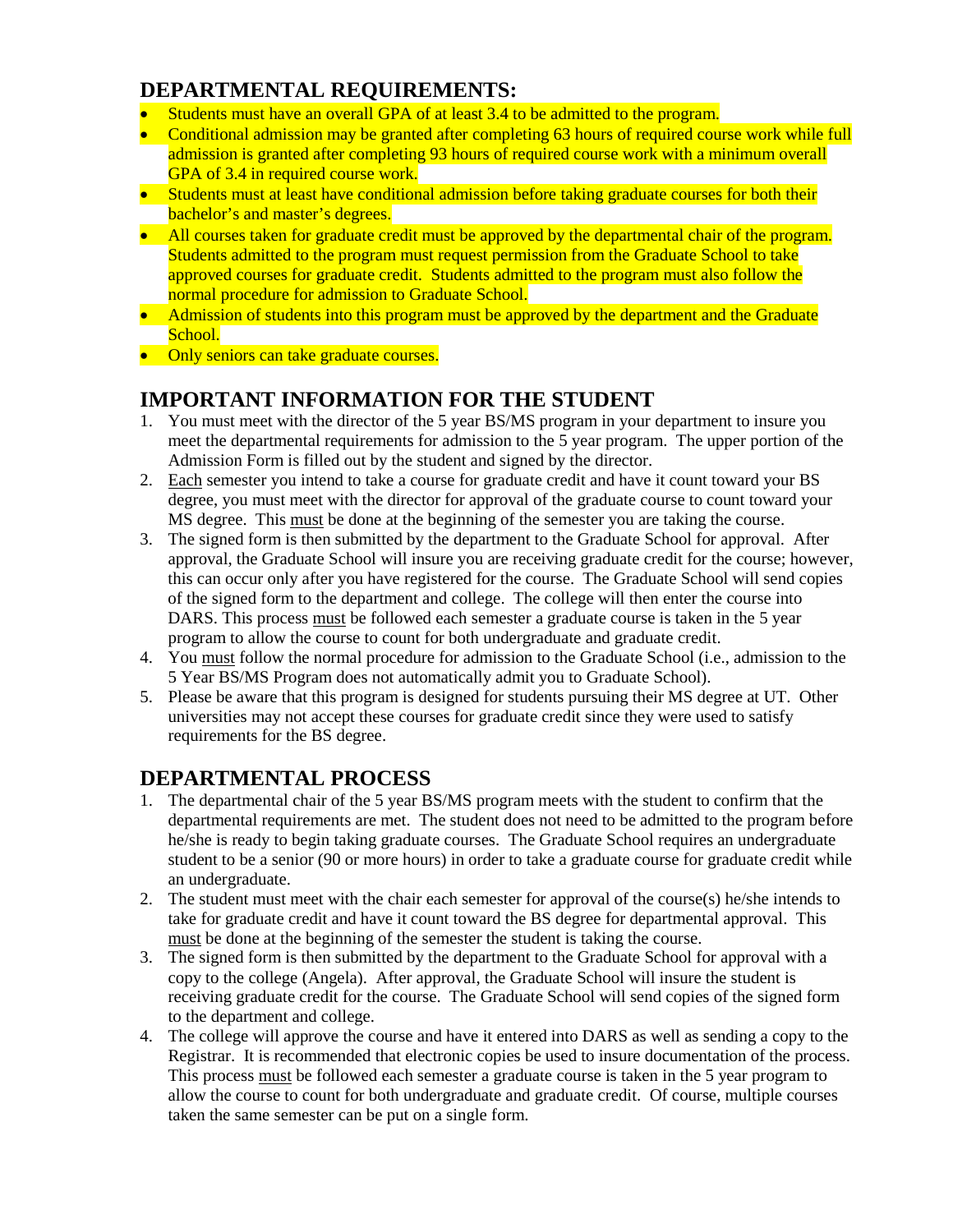## DEPARTMENTAL REQUIREMENTS:

- Students must have an overall GPA of at least 3.4 to be admitted to the program.
- Conditional admission may be granted after completing 63 hours of required course work while full admission is granted after completing 93 hours of required course work with a minimum overall GPA of 3.4 in required course work.
- Students must at least have conditional admission before taking graduate courses for both their bachelor's and master's degrees.
- All courses taken for graduate credit must be approved by the departmental chair of the program. Students admitted to the program must request permission from the Graduate School to take approved courses for graduate credit. Students admitted to the program must also follow the normal procedure for admission to Graduate School.
- Admission of students into this program must be approved by the department and the Graduate School.
- Only seniors can take graduate courses.

## IMPORTANT INFORMATION FOR THE STUDENT

1. You must meet with the director of the 5 year BS/MS program in your department to insure you meet the departmental requirements for admission to the 5 year program. The upper portion of the Admission Form is filled out by the student and signed by the director.
2. Each semester you intend to take a course for graduate credit and have it count toward your BS degree, you must meet with the director for approval of the graduate course to count toward your MS degree. This must be done at the beginning of the semester you are taking the course.
3. The signed form is then submitted by the department to the Graduate School for approval. After approval, the Graduate School will insure you are receiving graduate credit for the course; however, this can occur only after you have registered for the course. The Graduate School will send copies of the signed form to the department and college. The college will then enter the course into DARS. This process must be followed each semester a graduate course is taken in the 5 year program to allow the course to count for both undergraduate and graduate credit.
4. You must follow the normal procedure for admission to the Graduate School (i.e., admission to the 5 Year BS/MS Program does not automatically admit you to Graduate School).
5. Please be aware that this program is designed for students pursuing their MS degree at UT. Other universities may not accept these courses for graduate credit since they were used to satisfy requirements for the BS degree.

## DEPARTMENTAL PROCESS

1. The departmental chair of the 5 year BS/MS program meets with the student to confirm that the departmental requirements are met. The student does not need to be admitted to the program before he/she is ready to begin taking graduate courses. The Graduate School requires an undergraduate student to be a senior (90 or more hours) in order to take a graduate course for graduate credit while an undergraduate.
2. The student must meet with the chair each semester for approval of the course(s) he/she intends to take for graduate credit and have it count toward the BS degree for departmental approval. This must be done at the beginning of the semester the student is taking the course.
3. The signed form is then submitted by the department to the Graduate School for approval with a copy to the college (Angela). After approval, the Graduate School will insure the student is receiving graduate credit for the course. The Graduate School will send copies of the signed form to the department and college.
4. The college will approve the course and have it entered into DARS as well as sending a copy to the Registrar. It is recommended that electronic copies be used to insure documentation of the process. This process must be followed each semester a graduate course is taken in the 5 year program to allow the course to count for both undergraduate and graduate credit. Of course, multiple courses taken the same semester can be put on a single form.